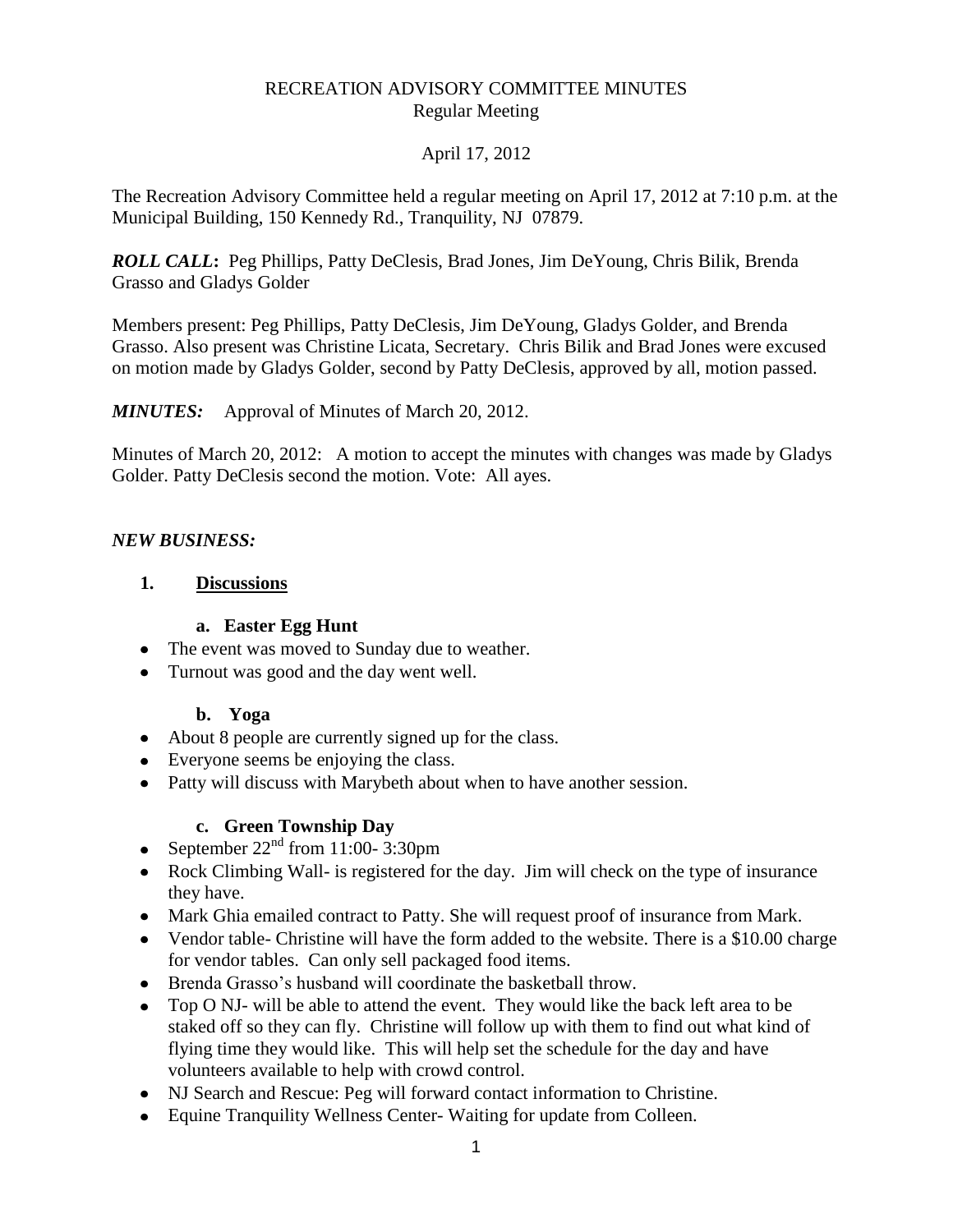# RECREATION ADVISORY COMMITTEE MINUTES

Regular Meeting

April 17, 2012

The Recreation Advisory Committee held a regular meeting on April 17, 2012 at 7:10 p.m. at the Municipal Building, 150 Kennedy Rd., Tranquility, NJ 07879.

***ROLL CALL*:** Peg Phillips, Patty DeClesis, Brad Jones, Jim DeYoung, Chris Bilik, Brenda Grasso and Gladys Golder

Members present: Peg Phillips, Patty DeClesis, Jim DeYoung, Gladys Golder, and Brenda Grasso. Also present was Christine Licata, Secretary. Chris Bilik and Brad Jones were excused on motion made by Gladys Golder, second by Patty DeClesis, approved by all, motion passed.

***MINUTES:*** Approval of Minutes of March 20, 2012.

Minutes of March 20, 2012: A motion to accept the minutes with changes was made by Gladys Golder. Patty DeClesis second the motion. Vote: All ayes.

***NEW BUSINESS:***

**1. <u>Discussions</u>**

**a. Easter Egg Hunt**

- The event was moved to Sunday due to weather.
- Turnout was good and the day went well.

**b. Yoga**

- About 8 people are currently signed up for the class.
- Everyone seems be enjoying the class.
- Patty will discuss with Marybeth about when to have another session.

**c. Green Township Day**

- September 22nd from 11:00- 3:30pm
- Rock Climbing Wall- is registered for the day. Jim will check on the type of insurance they have.
- Mark Ghia emailed contract to Patty. She will request proof of insurance from Mark.
- Vendor table- Christine will have the form added to the website. There is a $10.00 charge for vendor tables. Can only sell packaged food items.
- Brenda Grasso's husband will coordinate the basketball throw.
- Top O NJ- will be able to attend the event. They would like the back left area to be staked off so they can fly. Christine will follow up with them to find out what kind of flying time they would like. This will help set the schedule for the day and have volunteers available to help with crowd control.
- NJ Search and Rescue: Peg will forward contact information to Christine.
- Equine Tranquility Wellness Center- Waiting for update from Colleen.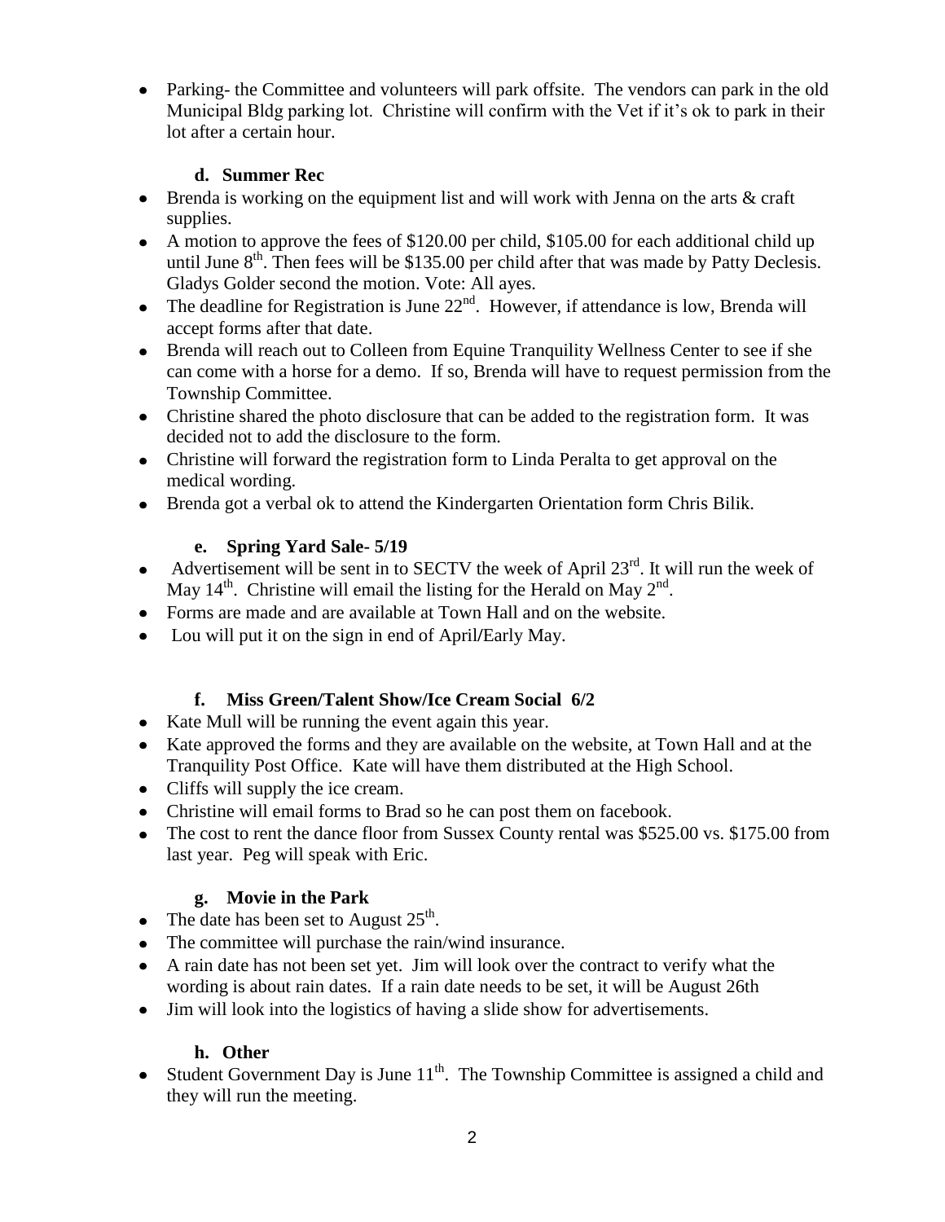- Parking- the Committee and volunteers will park offsite. The vendors can park in the old Municipal Bldg parking lot. Christine will confirm with the Vet if it's ok to park in their lot after a certain hour.

#### d. Summer Rec

- Brenda is working on the equipment list and will work with Jenna on the arts & craft supplies.
- A motion to approve the fees of $120.00 per child, $105.00 for each additional child up until June 8th. Then fees will be $135.00 per child after that was made by Patty Declesis. Gladys Golder second the motion. Vote: All ayes.
- The deadline for Registration is June 22nd. However, if attendance is low, Brenda will accept forms after that date.
- Brenda will reach out to Colleen from Equine Tranquility Wellness Center to see if she can come with a horse for a demo. If so, Brenda will have to request permission from the Township Committee.
- Christine shared the photo disclosure that can be added to the registration form. It was decided not to add the disclosure to the form.
- Christine will forward the registration form to Linda Peralta to get approval on the medical wording.
- Brenda got a verbal ok to attend the Kindergarten Orientation form Chris Bilik.

#### e. Spring Yard Sale- 5/19

- Advertisement will be sent in to SECTV the week of April 23rd. It will run the week of May 14th. Christine will email the listing for the Herald on May 2nd.
- Forms are made and are available at Town Hall and on the website.
- Lou will put it on the sign in end of April/Early May.

#### f. Miss Green/Talent Show/Ice Cream Social 6/2

- Kate Mull will be running the event again this year.
- Kate approved the forms and they are available on the website, at Town Hall and at the Tranquility Post Office. Kate will have them distributed at the High School.
- Cliffs will supply the ice cream.
- Christine will email forms to Brad so he can post them on facebook.
- The cost to rent the dance floor from Sussex County rental was $525.00 vs. $175.00 from last year. Peg will speak with Eric.

#### g. Movie in the Park

- The date has been set to August 25th.
- The committee will purchase the rain/wind insurance.
- A rain date has not been set yet. Jim will look over the contract to verify what the wording is about rain dates. If a rain date needs to be set, it will be August 26th
- Jim will look into the logistics of having a slide show for advertisements.

#### h. Other

- Student Government Day is June 11th. The Township Committee is assigned a child and they will run the meeting.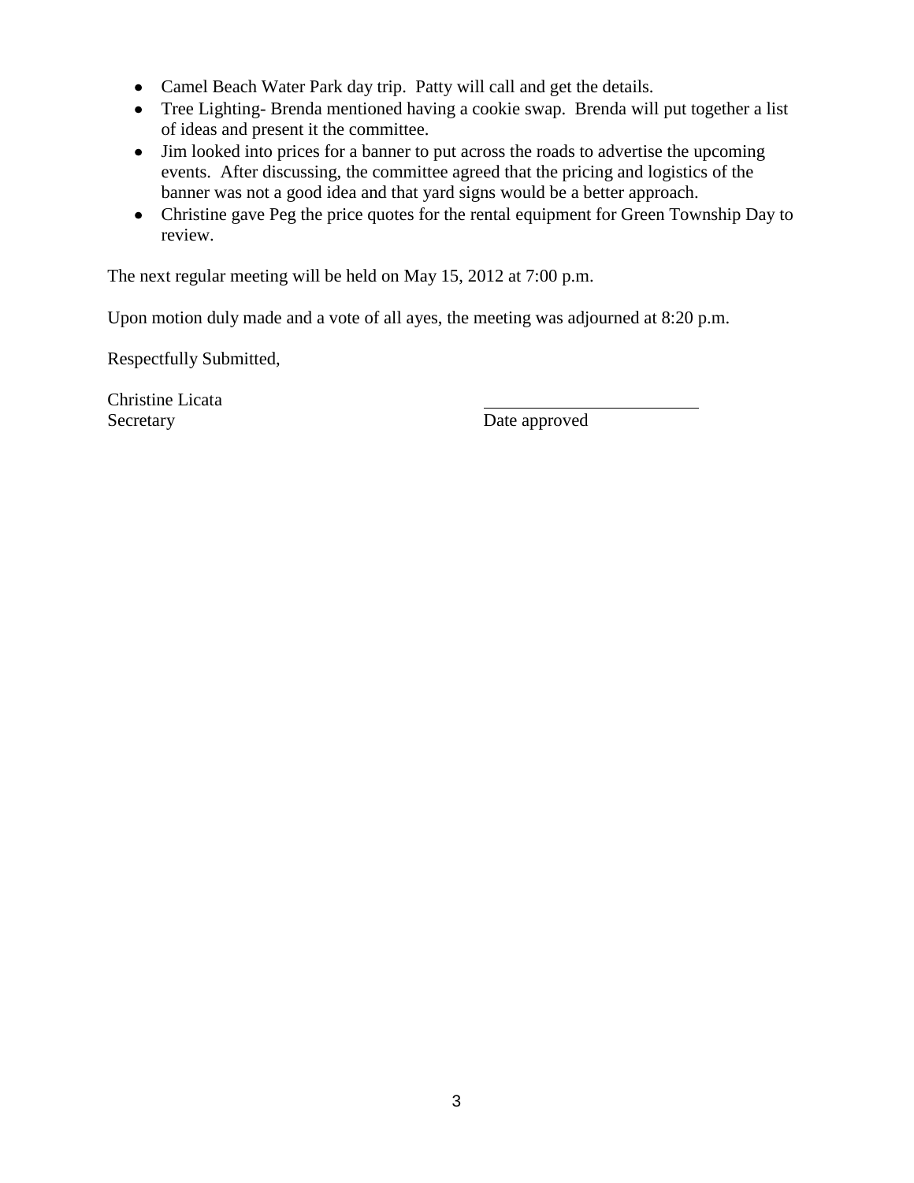- Camel Beach Water Park day trip. Patty will call and get the details.
- Tree Lighting- Brenda mentioned having a cookie swap. Brenda will put together a list of ideas and present it the committee.
- Jim looked into prices for a banner to put across the roads to advertise the upcoming events. After discussing, the committee agreed that the pricing and logistics of the banner was not a good idea and that yard signs would be a better approach.
- Christine gave Peg the price quotes for the rental equipment for Green Township Day to review.

The next regular meeting will be held on May 15, 2012 at 7:00 p.m.

Upon motion duly made and a vote of all ayes, the meeting was adjourned at 8:20 p.m.

Respectfully Submitted,

Christine Licata
Secretary

\_\_\_\_\_\_\_\_\_\_\_\_\_\_\_\_\_\_\_\_\_\_\_\_
Date approved